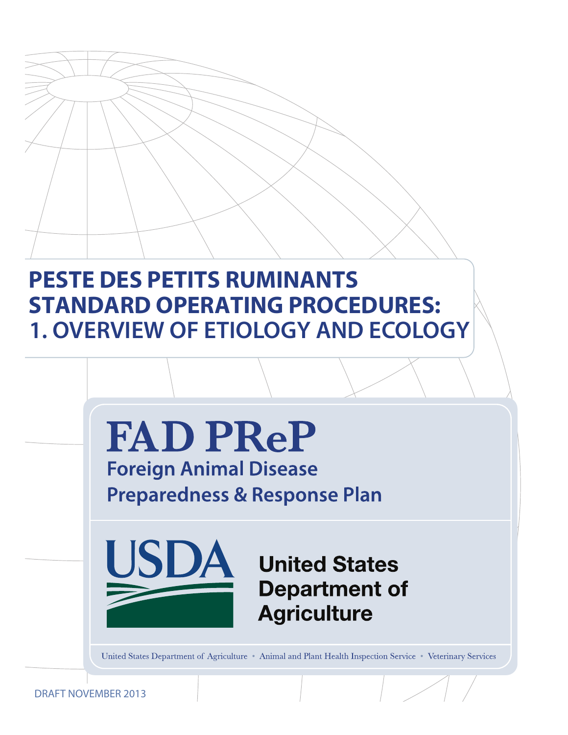# PESTE DES PETITS RUMINANTS STANDARD OPERATING PROCEDURES: 1. OVERVIEW OF ETIOLOGY AND ECOLOGY

## FAD PReP

**Foreign Animal Disease Preparedness & Response Plan**

USDA

United States Department of Agriculture

United States Department of Agriculture • Animal and Plant Health Inspection Service • Veterinary Services

DRAFT NOVEMBER 2013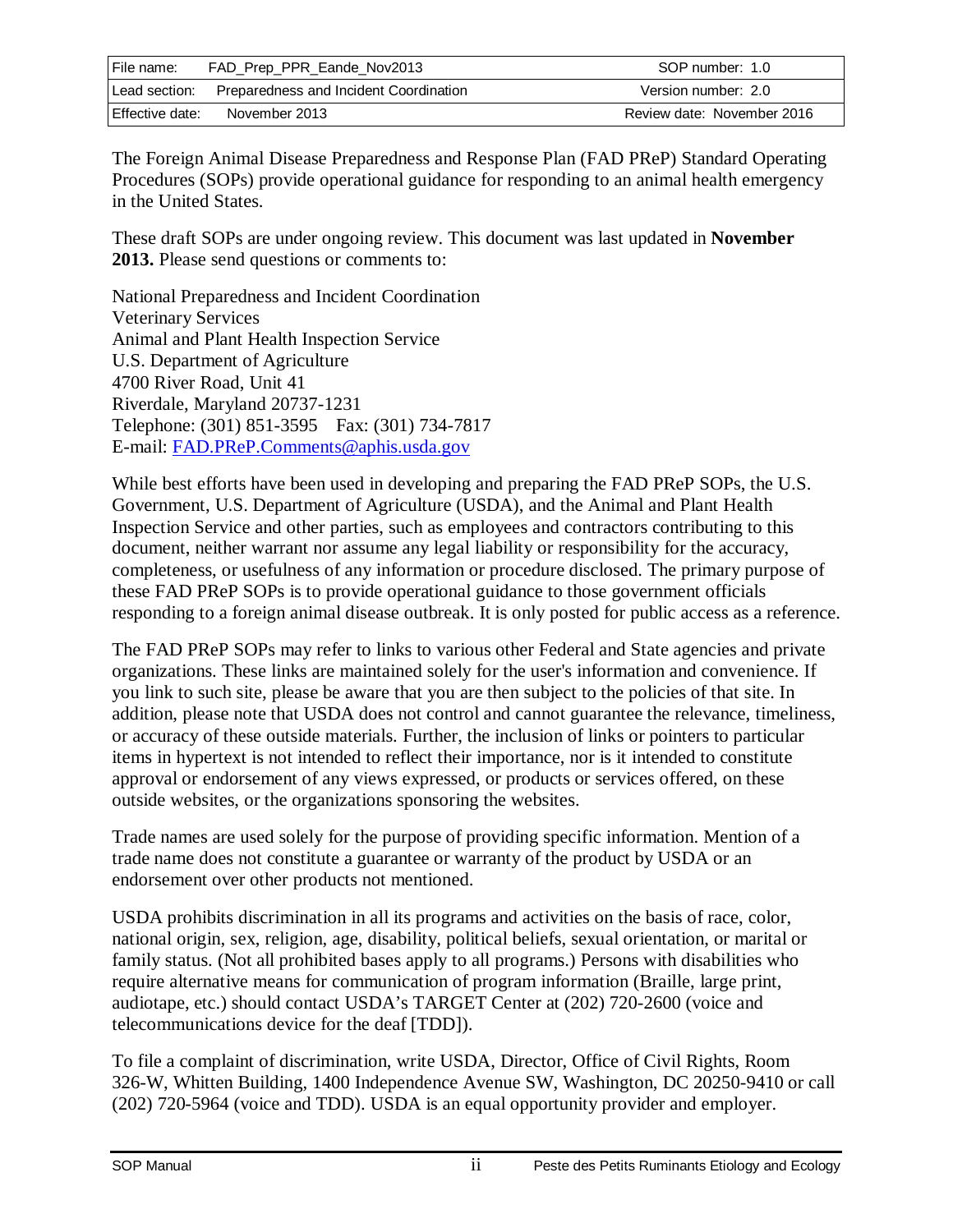The Foreign Animal Disease Preparedness and Response Plan (FAD PReP) Standard Operating Procedures (SOPs) provide operational guidance for responding to an animal health emergency in the United States.

These draft SOPs are under ongoing review. This document was last updated in **November 2013.** Please send questions or comments to:

National Preparedness and Incident Coordination
Veterinary Services
Animal and Plant Health Inspection Service
U.S. Department of Agriculture
4700 River Road, Unit 41
Riverdale, Maryland 20737-1231
Telephone: (301) 851-3595 Fax: (301) 734-7817
E-mail: FAD.PReP.Comments@aphis.usda.gov

While best efforts have been used in developing and preparing the FAD PReP SOPs, the U.S. Government, U.S. Department of Agriculture (USDA), and the Animal and Plant Health Inspection Service and other parties, such as employees and contractors contributing to this document, neither warrant nor assume any legal liability or responsibility for the accuracy, completeness, or usefulness of any information or procedure disclosed. The primary purpose of these FAD PReP SOPs is to provide operational guidance to those government officials responding to a foreign animal disease outbreak. It is only posted for public access as a reference.

The FAD PReP SOPs may refer to links to various other Federal and State agencies and private organizations. These links are maintained solely for the user's information and convenience. If you link to such site, please be aware that you are then subject to the policies of that site. In addition, please note that USDA does not control and cannot guarantee the relevance, timeliness, or accuracy of these outside materials. Further, the inclusion of links or pointers to particular items in hypertext is not intended to reflect their importance, nor is it intended to constitute approval or endorsement of any views expressed, or products or services offered, on these outside websites, or the organizations sponsoring the websites.

Trade names are used solely for the purpose of providing specific information. Mention of a trade name does not constitute a guarantee or warranty of the product by USDA or an endorsement over other products not mentioned.

USDA prohibits discrimination in all its programs and activities on the basis of race, color, national origin, sex, religion, age, disability, political beliefs, sexual orientation, or marital or family status. (Not all prohibited bases apply to all programs.) Persons with disabilities who require alternative means for communication of program information (Braille, large print, audiotape, etc.) should contact USDA's TARGET Center at (202) 720-2600 (voice and telecommunications device for the deaf [TDD]).

To file a complaint of discrimination, write USDA, Director, Office of Civil Rights, Room 326-W, Whitten Building, 1400 Independence Avenue SW, Washington, DC 20250-9410 or call (202) 720-5964 (voice and TDD). USDA is an equal opportunity provider and employer.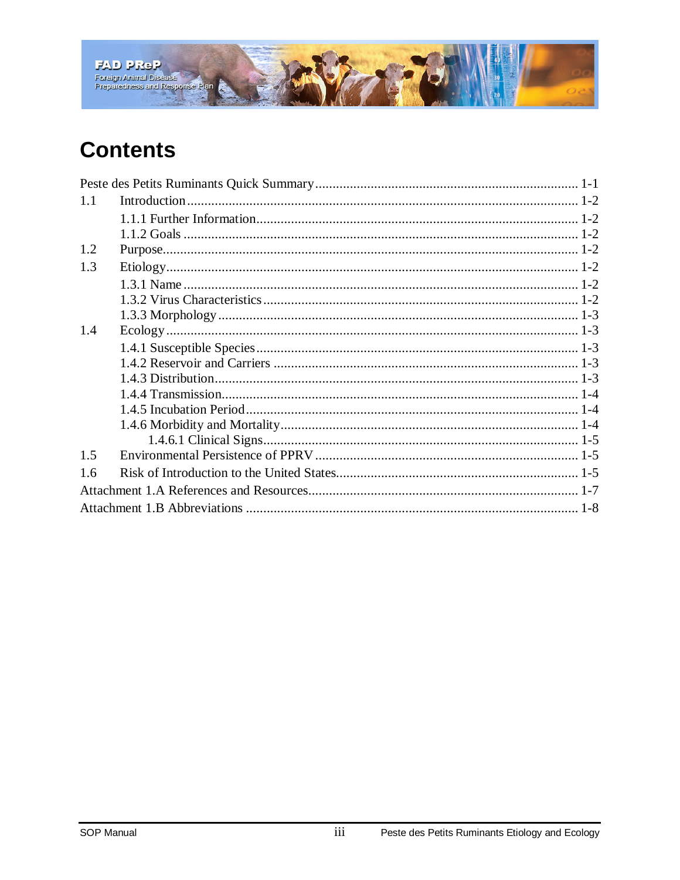# Contents

Peste des Petits Ruminants Quick Summary ........................................ 1-1

1.1 Introduction ........................................ 1-2

- 1.1.1 Further Information ........................................ 1-2
- 1.1.2 Goals ........................................ 1-2

1.2 Purpose ........................................ 1-2

1.3 Etiology ........................................ 1-2

- 1.3.1 Name ........................................ 1-2
- 1.3.2 Virus Characteristics ........................................ 1-2
- 1.3.3 Morphology ........................................ 1-3

1.4 Ecology ........................................ 1-3

- 1.4.1 Susceptible Species ........................................ 1-3
- 1.4.2 Reservoir and Carriers ........................................ 1-3
- 1.4.3 Distribution ........................................ 1-3
- 1.4.4 Transmission ........................................ 1-4
- 1.4.5 Incubation Period ........................................ 1-4
- 1.4.6 Morbidity and Mortality ........................................ 1-4
  - 1.4.6.1 Clinical Signs ........................................ 1-5

1.5 Environmental Persistence of PPRV ........................................ 1-5

1.6 Risk of Introduction to the United States ........................................ 1-5

Attachment 1.A References and Resources ........................................ 1-7

Attachment 1.B Abbreviations ........................................ 1-8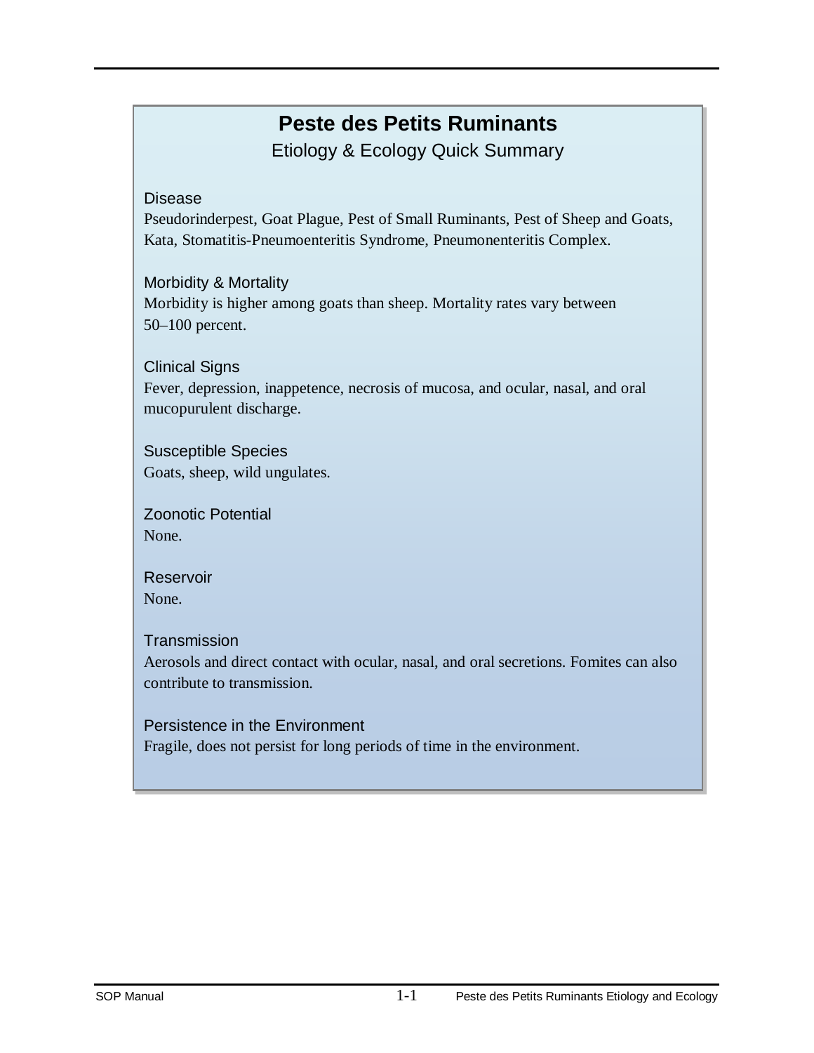# Peste des Petits Ruminants

## Etiology & Ecology Quick Summary

### Disease

Pseudorinderpest, Goat Plague, Pest of Small Ruminants, Pest of Sheep and Goats, Kata, Stomatitis-Pneumoenteritis Syndrome, Pneumonenteritis Complex.

### Morbidity & Mortality

Morbidity is higher among goats than sheep. Mortality rates vary between 50–100 percent.

### Clinical Signs

Fever, depression, inappetence, necrosis of mucosa, and ocular, nasal, and oral mucopurulent discharge.

### Susceptible Species

Goats, sheep, wild ungulates.

### Zoonotic Potential

None.

### Reservoir

None.

### Transmission

Aerosols and direct contact with ocular, nasal, and oral secretions. Fomites can also contribute to transmission.

### Persistence in the Environment

Fragile, does not persist for long periods of time in the environment.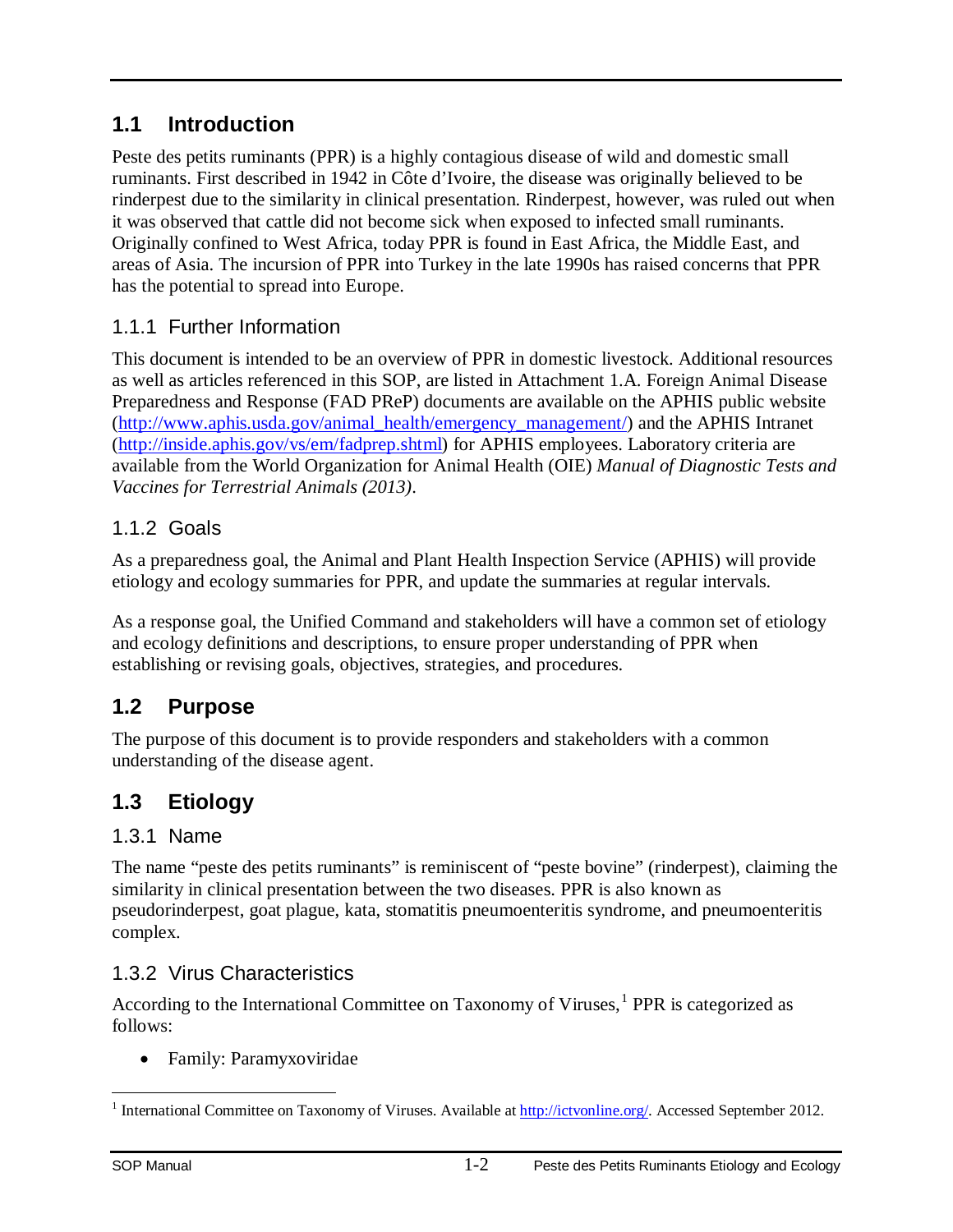## 1.1 Introduction

Peste des petits ruminants (PPR) is a highly contagious disease of wild and domestic small ruminants. First described in 1942 in Côte d'Ivoire, the disease was originally believed to be rinderpest due to the similarity in clinical presentation. Rinderpest, however, was ruled out when it was observed that cattle did not become sick when exposed to infected small ruminants. Originally confined to West Africa, today PPR is found in East Africa, the Middle East, and areas of Asia. The incursion of PPR into Turkey in the late 1990s has raised concerns that PPR has the potential to spread into Europe.

### 1.1.1 Further Information

This document is intended to be an overview of PPR in domestic livestock. Additional resources as well as articles referenced in this SOP, are listed in Attachment 1.A. Foreign Animal Disease Preparedness and Response (FAD PReP) documents are available on the APHIS public website (http://www.aphis.usda.gov/animal_health/emergency_management/) and the APHIS Intranet (http://inside.aphis.gov/vs/em/fadprep.shtml) for APHIS employees. Laboratory criteria are available from the World Organization for Animal Health (OIE) *Manual of Diagnostic Tests and Vaccines for Terrestrial Animals (2013)*.

### 1.1.2 Goals

As a preparedness goal, the Animal and Plant Health Inspection Service (APHIS) will provide etiology and ecology summaries for PPR, and update the summaries at regular intervals.

As a response goal, the Unified Command and stakeholders will have a common set of etiology and ecology definitions and descriptions, to ensure proper understanding of PPR when establishing or revising goals, objectives, strategies, and procedures.

## 1.2 Purpose

The purpose of this document is to provide responders and stakeholders with a common understanding of the disease agent.

## 1.3 Etiology

### 1.3.1 Name

The name "peste des petits ruminants" is reminiscent of "peste bovine" (rinderpest), claiming the similarity in clinical presentation between the two diseases. PPR is also known as pseudorinderpest, goat plague, kata, stomatitis pneumoenteritis syndrome, and pneumoenteritis complex.

### 1.3.2 Virus Characteristics

According to the International Committee on Taxonomy of Viruses,[1] PPR is categorized as follows:

- Family: Paramyxoviridae

[1] International Committee on Taxonomy of Viruses. Available at http://ictvonline.org/. Accessed September 2012.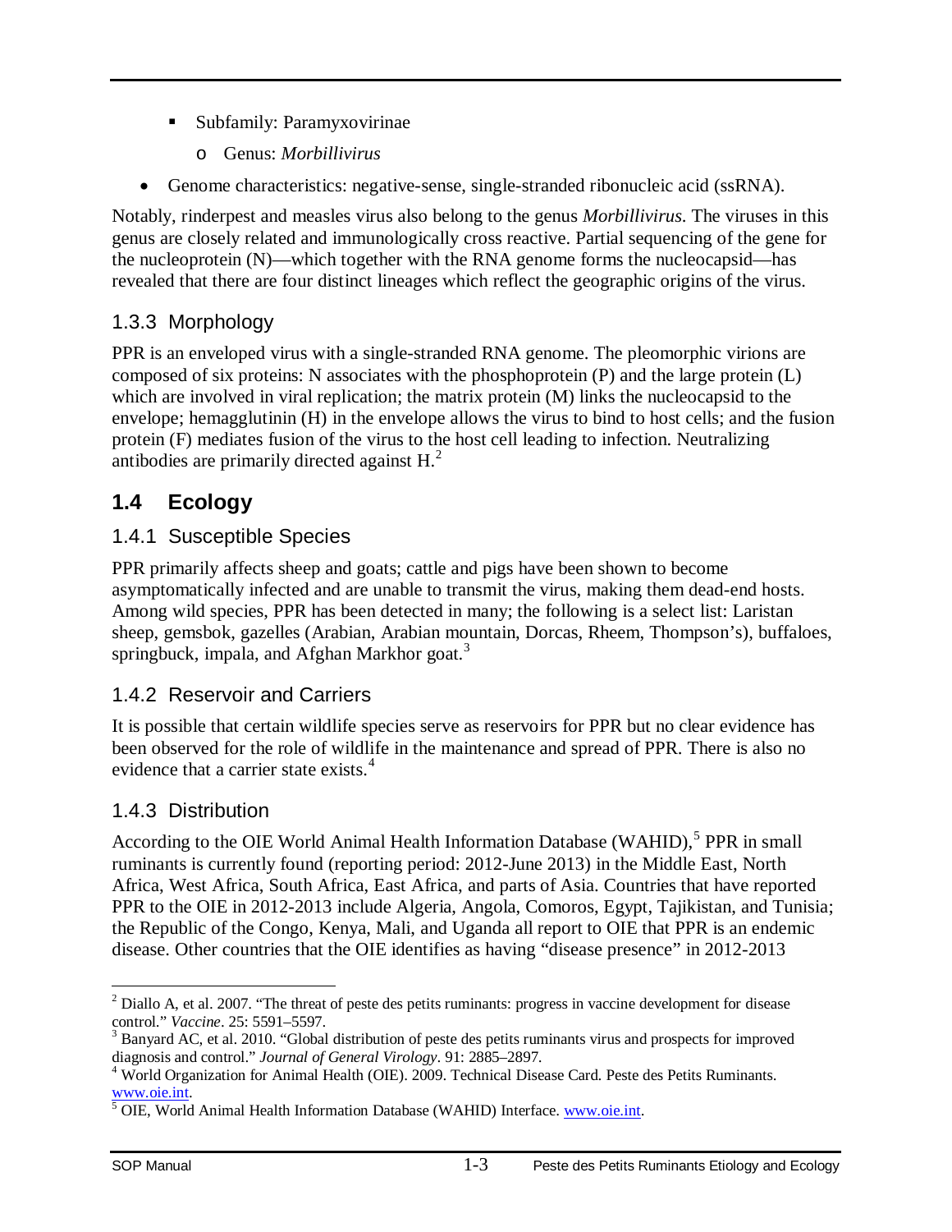- Subfamily: Paramyxovirinae
  - Genus: *Morbillivirus*
- Genome characteristics: negative-sense, single-stranded ribonucleic acid (ssRNA).

Notably, rinderpest and measles virus also belong to the genus *Morbillivirus*. The viruses in this genus are closely related and immunologically cross reactive. Partial sequencing of the gene for the nucleoprotein (N)—which together with the RNA genome forms the nucleocapsid—has revealed that there are four distinct lineages which reflect the geographic origins of the virus.

### 1.3.3 Morphology

PPR is an enveloped virus with a single-stranded RNA genome. The pleomorphic virions are composed of six proteins: N associates with the phosphoprotein (P) and the large protein (L) which are involved in viral replication; the matrix protein (M) links the nucleocapsid to the envelope; hemagglutinin (H) in the envelope allows the virus to bind to host cells; and the fusion protein (F) mediates fusion of the virus to the host cell leading to infection. Neutralizing antibodies are primarily directed against H.[2]

## 1.4 Ecology

### 1.4.1 Susceptible Species

PPR primarily affects sheep and goats; cattle and pigs have been shown to become asymptomatically infected and are unable to transmit the virus, making them dead-end hosts. Among wild species, PPR has been detected in many; the following is a select list: Laristan sheep, gemsbok, gazelles (Arabian, Arabian mountain, Dorcas, Rheem, Thompson's), buffaloes, springbuck, impala, and Afghan Markhor goat.[3]

### 1.4.2 Reservoir and Carriers

It is possible that certain wildlife species serve as reservoirs for PPR but no clear evidence has been observed for the role of wildlife in the maintenance and spread of PPR. There is also no evidence that a carrier state exists.[4]

### 1.4.3 Distribution

According to the OIE World Animal Health Information Database (WAHID),[5] PPR in small ruminants is currently found (reporting period: 2012-June 2013) in the Middle East, North Africa, West Africa, South Africa, East Africa, and parts of Asia. Countries that have reported PPR to the OIE in 2012-2013 include Algeria, Angola, Comoros, Egypt, Tajikistan, and Tunisia; the Republic of the Congo, Kenya, Mali, and Uganda all report to OIE that PPR is an endemic disease. Other countries that the OIE identifies as having "disease presence" in 2012-2013

---

[2] Diallo A, et al. 2007. "The threat of peste des petits ruminants: progress in vaccine development for disease control." *Vaccine*. 25: 5591–5597.

[3] Banyard AC, et al. 2010. "Global distribution of peste des petits ruminants virus and prospects for improved diagnosis and control." *Journal of General Virology*. 91: 2885–2897.

[4] World Organization for Animal Health (OIE). 2009. Technical Disease Card. Peste des Petits Ruminants. www.oie.int.

[5] OIE, World Animal Health Information Database (WAHID) Interface. www.oie.int.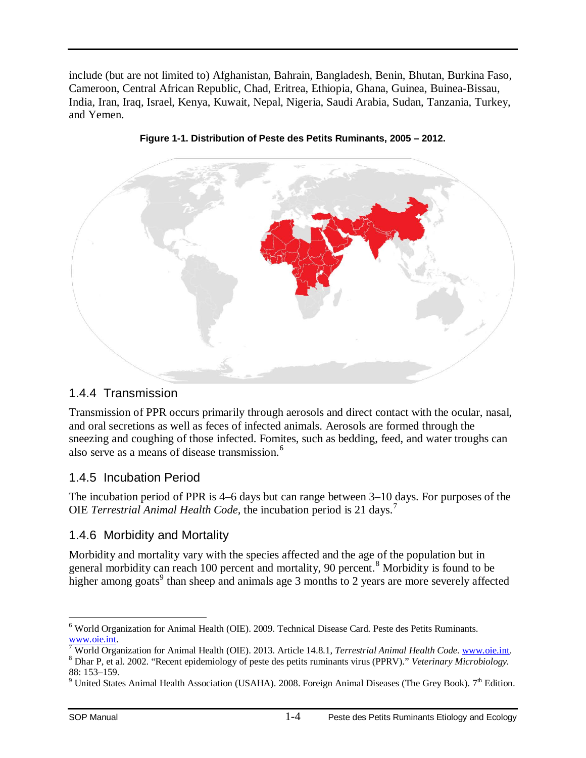include (but are not limited to) Afghanistan, Bahrain, Bangladesh, Benin, Bhutan, Burkina Faso, Cameroon, Central African Republic, Chad, Eritrea, Ethiopia, Ghana, Guinea, Buinea-Bissau, India, Iran, Iraq, Israel, Kenya, Kuwait, Nepal, Nigeria, Saudi Arabia, Sudan, Tanzania, Turkey, and Yemen.

**Figure 1-1. Distribution of Peste des Petits Ruminants, 2005 – 2012.**

### 1.4.4 Transmission

Transmission of PPR occurs primarily through aerosols and direct contact with the ocular, nasal, and oral secretions as well as feces of infected animals. Aerosols are formed through the sneezing and coughing of those infected. Fomites, such as bedding, feed, and water troughs can also serve as a means of disease transmission.[6]

### 1.4.5 Incubation Period

The incubation period of PPR is 4–6 days but can range between 3–10 days. For purposes of the OIE *Terrestrial Animal Health Code*, the incubation period is 21 days.[7]

### 1.4.6 Morbidity and Mortality

Morbidity and mortality vary with the species affected and the age of the population but in general morbidity can reach 100 percent and mortality, 90 percent.[8] Morbidity is found to be higher among goats[9] than sheep and animals age 3 months to 2 years are more severely affected

---

[6] World Organization for Animal Health (OIE). 2009. Technical Disease Card. Peste des Petits Ruminants. www.oie.int.

[7] World Organization for Animal Health (OIE). 2013. Article 14.8.1, *Terrestrial Animal Health Code*. www.oie.int.

[8] Dhar P, et al. 2002. "Recent epidemiology of peste des petits ruminants virus (PPRV)." *Veterinary Microbiology.* 88: 153–159.

[9] United States Animal Health Association (USAHA). 2008. Foreign Animal Diseases (The Grey Book). 7th Edition.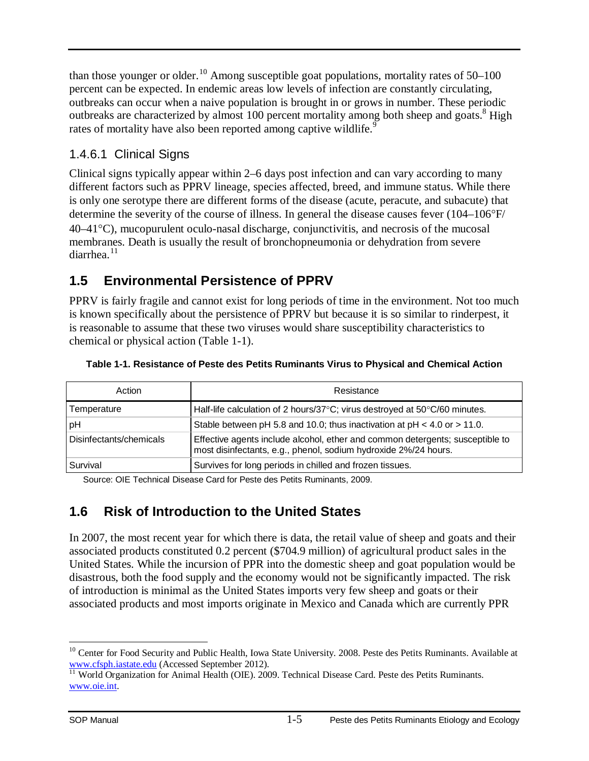than those younger or older.[10] Among susceptible goat populations, mortality rates of 50–100 percent can be expected. In endemic areas low levels of infection are constantly circulating, outbreaks can occur when a naive population is brought in or grows in number. These periodic outbreaks are characterized by almost 100 percent mortality among both sheep and goats.[8] High rates of mortality have also been reported among captive wildlife.[9]

### 1.4.6.1 Clinical Signs

Clinical signs typically appear within 2–6 days post infection and can vary according to many different factors such as PPRV lineage, species affected, breed, and immune status. While there is only one serotype there are different forms of the disease (acute, peracute, and subacute) that determine the severity of the course of illness. In general the disease causes fever (104–106°F/ 40–41°C), mucopurulent oculo-nasal discharge, conjunctivitis, and necrosis of the mucosal membranes. Death is usually the result of bronchopneumonia or dehydration from severe diarrhea.[11]

## 1.5 Environmental Persistence of PPRV

PPRV is fairly fragile and cannot exist for long periods of time in the environment. Not too much is known specifically about the persistence of PPRV but because it is so similar to rinderpest, it is reasonable to assume that these two viruses would share susceptibility characteristics to chemical or physical action (Table 1-1).

**Table 1-1. Resistance of Peste des Petits Ruminants Virus to Physical and Chemical Action**

| Action | Resistance |
|---|---|
| Temperature | Half-life calculation of 2 hours/37°C; virus destroyed at 50°C/60 minutes. |
| pH | Stable between pH 5.8 and 10.0; thus inactivation at pH < 4.0 or > 11.0. |
| Disinfectants/chemicals | Effective agents include alcohol, ether and common detergents; susceptible to most disinfectants, e.g., phenol, sodium hydroxide 2%/24 hours. |
| Survival | Survives for long periods in chilled and frozen tissues. |

Source: OIE Technical Disease Card for Peste des Petits Ruminants, 2009.

## 1.6 Risk of Introduction to the United States

In 2007, the most recent year for which there is data, the retail value of sheep and goats and their associated products constituted 0.2 percent ($704.9 million) of agricultural product sales in the United States. While the incursion of PPR into the domestic sheep and goat population would be disastrous, both the food supply and the economy would not be significantly impacted. The risk of introduction is minimal as the United States imports very few sheep and goats or their associated products and most imports originate in Mexico and Canada which are currently PPR

---

[10] Center for Food Security and Public Health, Iowa State University. 2008. Peste des Petits Ruminants. Available at www.cfsph.iastate.edu (Accessed September 2012).

[11] World Organization for Animal Health (OIE). 2009. Technical Disease Card. Peste des Petits Ruminants. www.oie.int.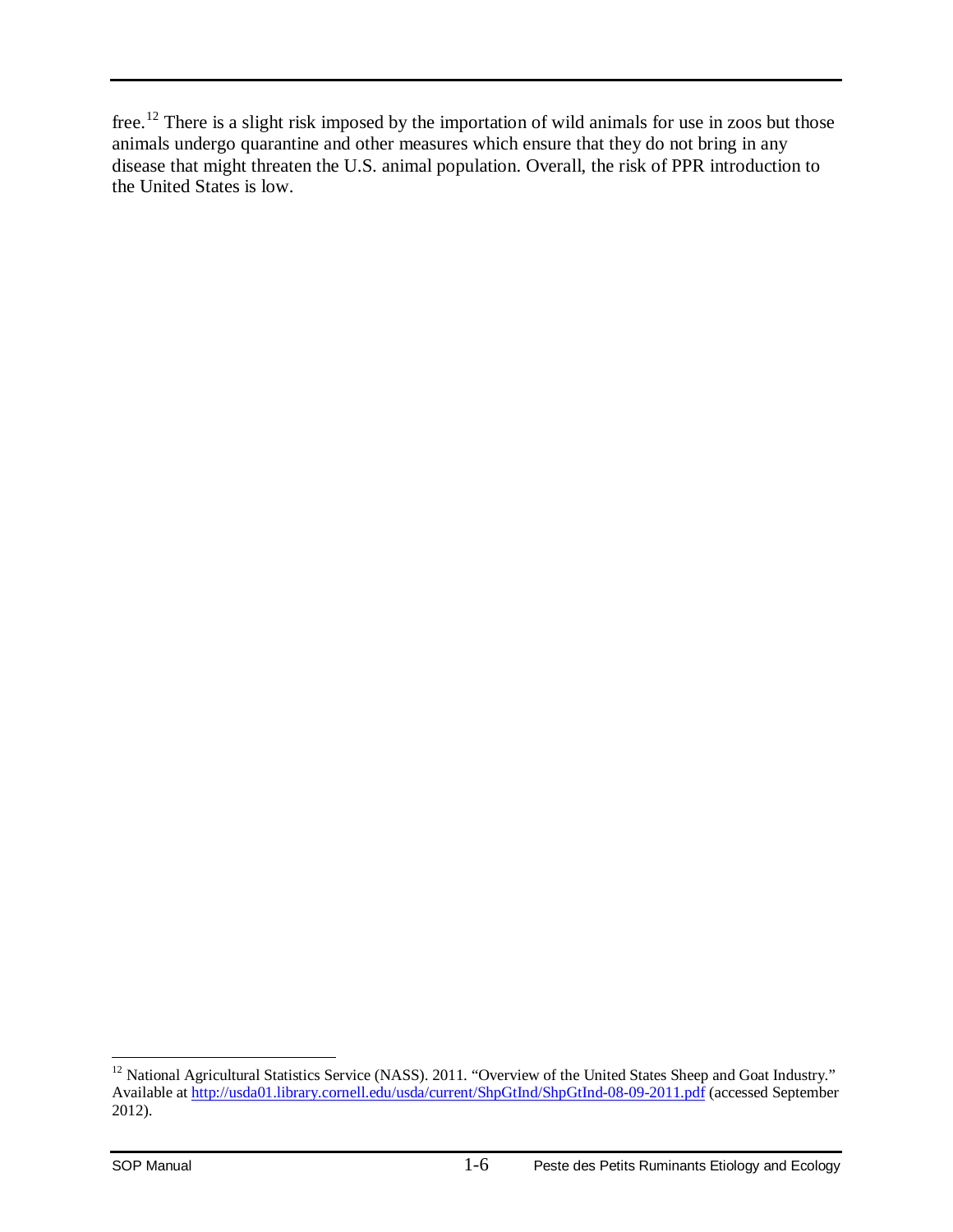free.[12] There is a slight risk imposed by the importation of wild animals for use in zoos but those animals undergo quarantine and other measures which ensure that they do not bring in any disease that might threaten the U.S. animal population. Overall, the risk of PPR introduction to the United States is low.

[12] National Agricultural Statistics Service (NASS). 2011. "Overview of the United States Sheep and Goat Industry." Available at http://usda01.library.cornell.edu/usda/current/ShpGtInd/ShpGtInd-08-09-2011.pdf (accessed September 2012).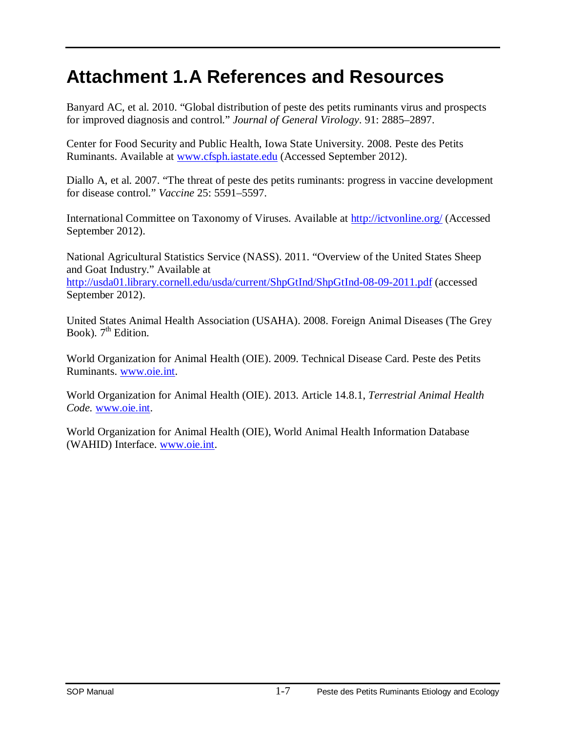# Attachment 1.A References and Resources

Banyard AC, et al. 2010. "Global distribution of peste des petits ruminants virus and prospects for improved diagnosis and control." *Journal of General Virology*. 91: 2885–2897.

Center for Food Security and Public Health, Iowa State University. 2008. Peste des Petits Ruminants. Available at www.cfsph.iastate.edu (Accessed September 2012).

Diallo A, et al. 2007. "The threat of peste des petits ruminants: progress in vaccine development for disease control." *Vaccine* 25: 5591–5597.

International Committee on Taxonomy of Viruses. Available at http://ictvonline.org/ (Accessed September 2012).

National Agricultural Statistics Service (NASS). 2011. "Overview of the United States Sheep and Goat Industry." Available at http://usda01.library.cornell.edu/usda/current/ShpGtInd/ShpGtInd-08-09-2011.pdf (accessed September 2012).

United States Animal Health Association (USAHA). 2008. Foreign Animal Diseases (The Grey Book). 7th Edition.

World Organization for Animal Health (OIE). 2009. Technical Disease Card. Peste des Petits Ruminants. www.oie.int.

World Organization for Animal Health (OIE). 2013. Article 14.8.1, *Terrestrial Animal Health Code.* www.oie.int.

World Organization for Animal Health (OIE), World Animal Health Information Database (WAHID) Interface. www.oie.int.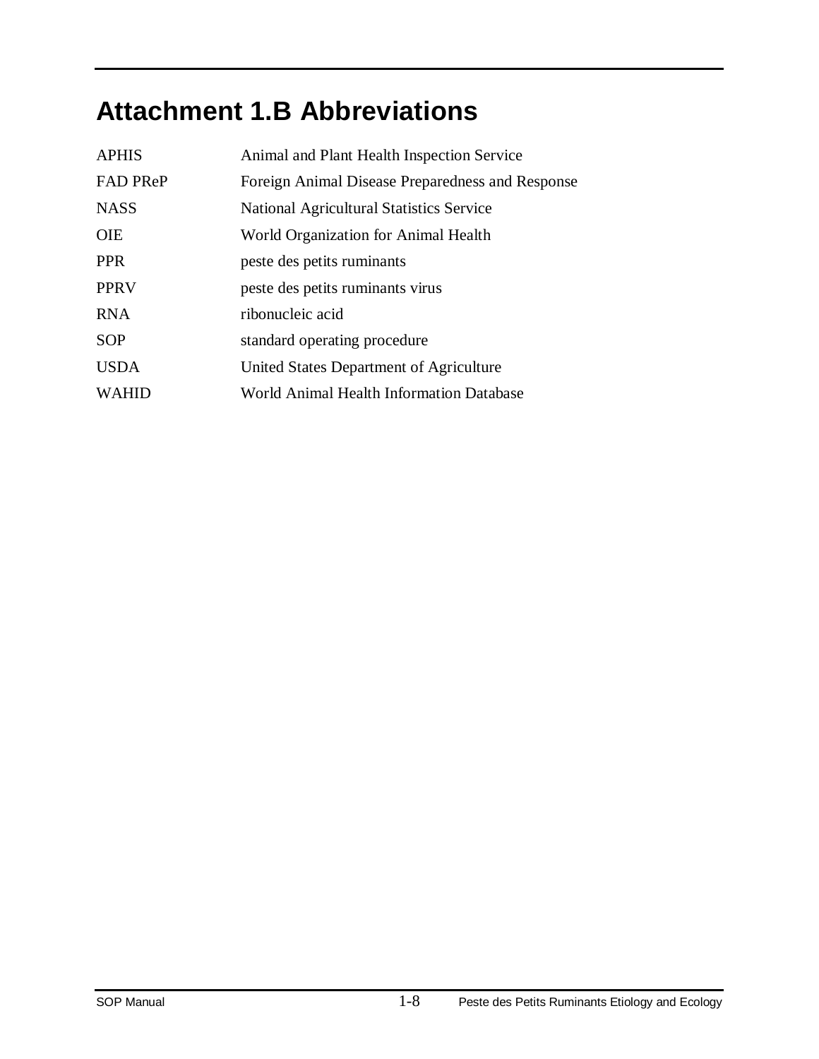# Attachment 1.B Abbreviations

| | |
|---|---|
| APHIS | Animal and Plant Health Inspection Service |
| FAD PReP | Foreign Animal Disease Preparedness and Response |
| NASS | National Agricultural Statistics Service |
| OIE | World Organization for Animal Health |
| PPR | peste des petits ruminants |
| PPRV | peste des petits ruminants virus |
| RNA | ribonucleic acid |
| SOP | standard operating procedure |
| USDA | United States Department of Agriculture |
| WAHID | World Animal Health Information Database |